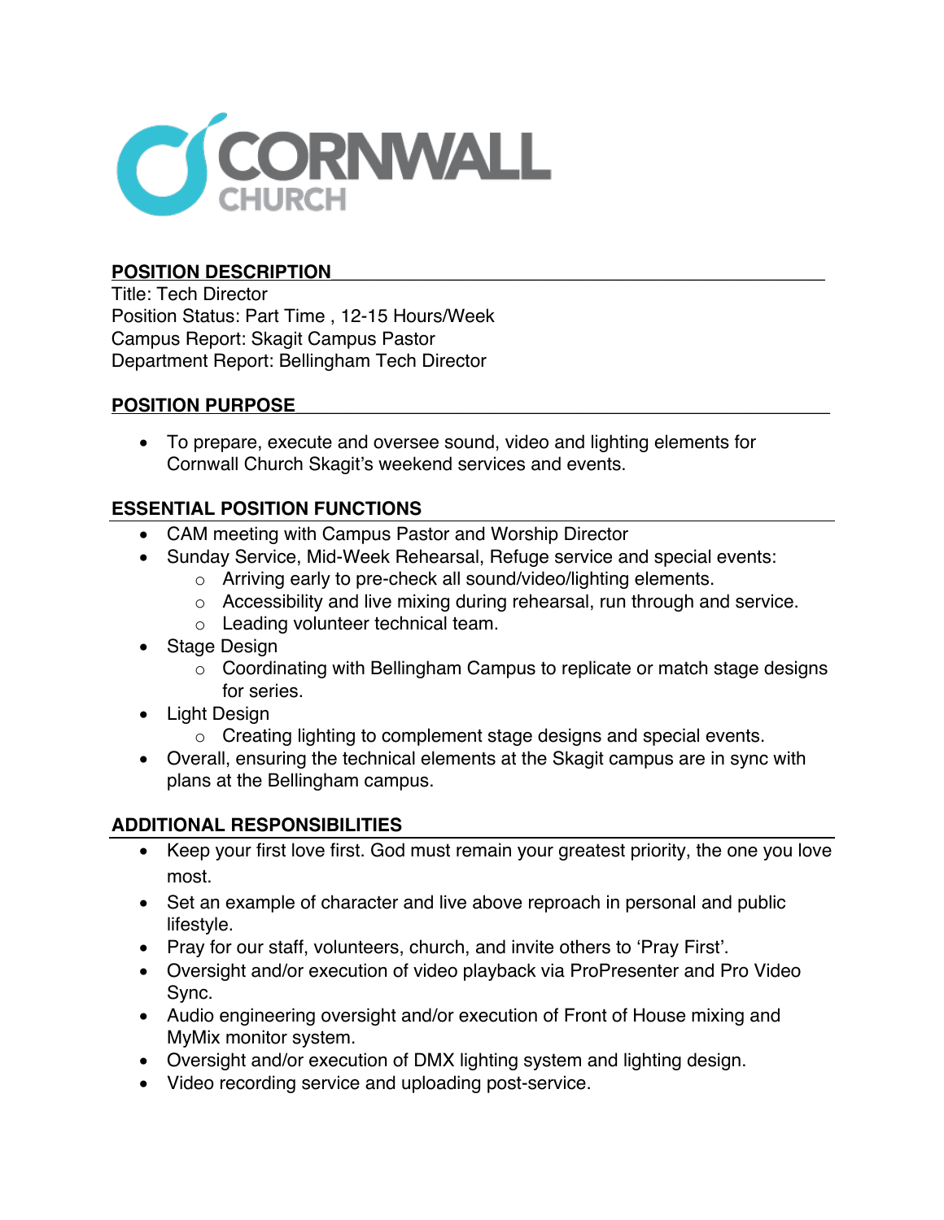CORNWALL CHURCH

## POSITION DESCRIPTION

Title: Tech Director
Position Status: Part Time , 12-15 Hours/Week
Campus Report: Skagit Campus Pastor
Department Report: Bellingham Tech Director

## POSITION PURPOSE

- To prepare, execute and oversee sound, video and lighting elements for Cornwall Church Skagit's weekend services and events.

## ESSENTIAL POSITION FUNCTIONS

- CAM meeting with Campus Pastor and Worship Director
- Sunday Service, Mid-Week Rehearsal, Refuge service and special events:
  - Arriving early to pre-check all sound/video/lighting elements.
  - Accessibility and live mixing during rehearsal, run through and service.
  - Leading volunteer technical team.
- Stage Design
  - Coordinating with Bellingham Campus to replicate or match stage designs for series.
- Light Design
  - Creating lighting to complement stage designs and special events.
- Overall, ensuring the technical elements at the Skagit campus are in sync with plans at the Bellingham campus.

## ADDITIONAL RESPONSIBILITIES

- Keep your first love first. God must remain your greatest priority, the one you love most.
- Set an example of character and live above reproach in personal and public lifestyle.
- Pray for our staff, volunteers, church, and invite others to 'Pray First'.
- Oversight and/or execution of video playback via ProPresenter and Pro Video Sync.
- Audio engineering oversight and/or execution of Front of House mixing and MyMix monitor system.
- Oversight and/or execution of DMX lighting system and lighting design.
- Video recording service and uploading post-service.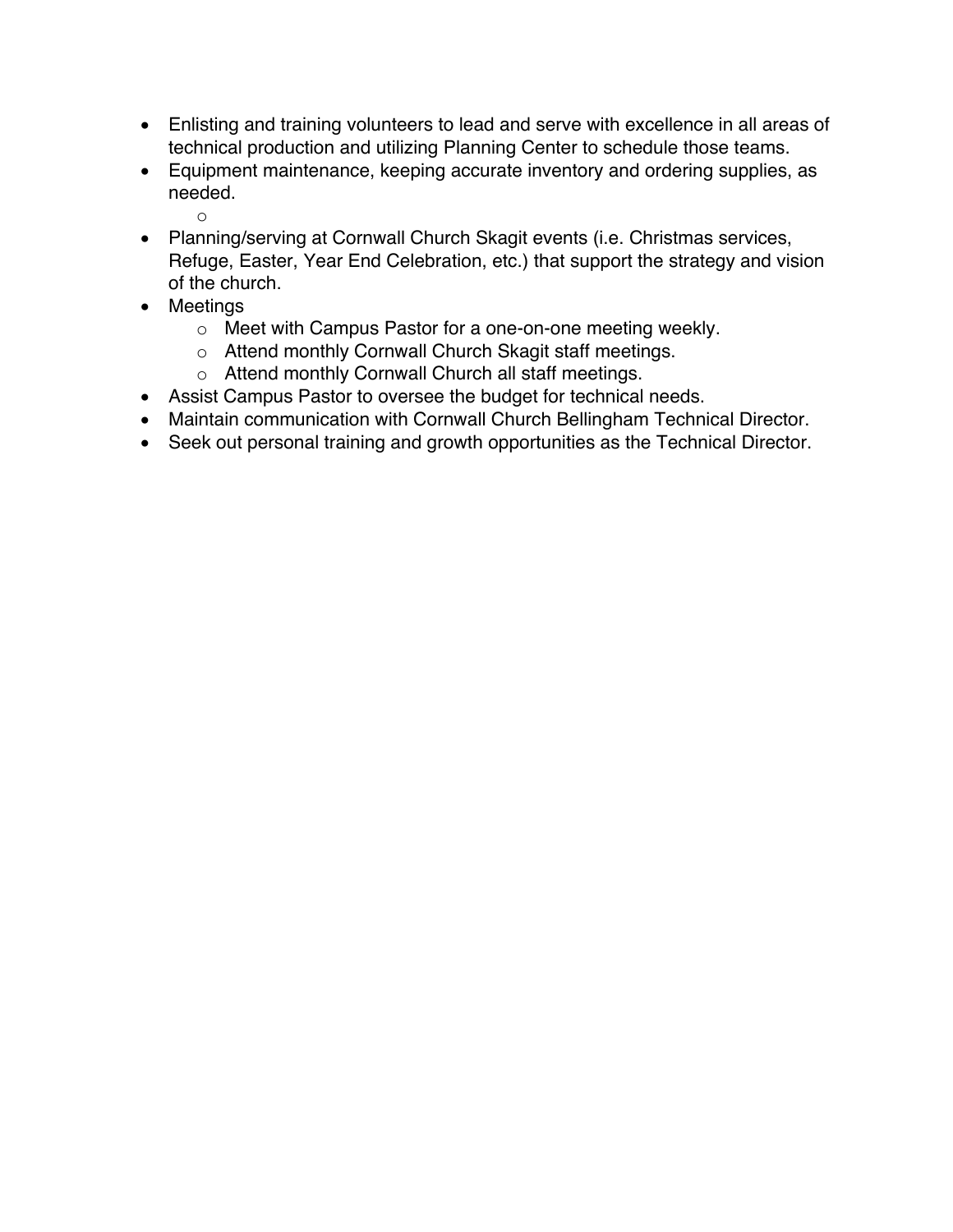- Enlisting and training volunteers to lead and serve with excellence in all areas of technical production and utilizing Planning Center to schedule those teams.
- Equipment maintenance, keeping accurate inventory and ordering supplies, as needed.
    -
- Planning/serving at Cornwall Church Skagit events (i.e. Christmas services, Refuge, Easter, Year End Celebration, etc.) that support the strategy and vision of the church.
- Meetings
    - Meet with Campus Pastor for a one-on-one meeting weekly.
    - Attend monthly Cornwall Church Skagit staff meetings.
    - Attend monthly Cornwall Church all staff meetings.
- Assist Campus Pastor to oversee the budget for technical needs.
- Maintain communication with Cornwall Church Bellingham Technical Director.
- Seek out personal training and growth opportunities as the Technical Director.